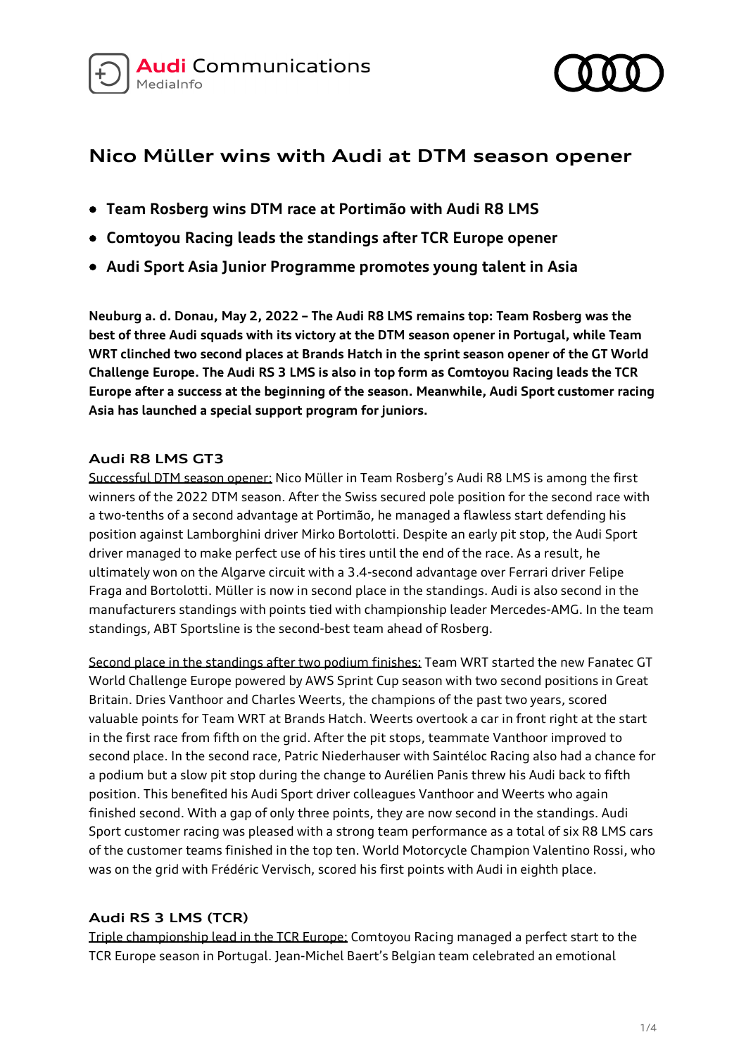# Nico Müller wins with Audi at DTM season opener

- **Team Rosberg wins DTM race at Portimão with Audi R8 LMS**
- **Comtoyou Racing leads the standings after TCR Europe opener**
- **Audi Sport Asia Junior Programme promotes young talent in Asia**

**Neuburg a. d. Donau, May 2, 2022 – The Audi R8 LMS remains top: Team Rosberg was the best of three Audi squads with its victory at the DTM season opener in Portugal, while Team WRT clinched two second places at Brands Hatch in the sprint season opener of the GT World Challenge Europe. The Audi RS 3 LMS is also in top form as Comtoyou Racing leads the TCR Europe after a success at the beginning of the season. Meanwhile, Audi Sport customer racing Asia has launched a special support program for juniors.**

### Audi R8 LMS GT3

Successful DTM season opener: Nico Müller in Team Rosberg's Audi R8 LMS is among the first winners of the 2022 DTM season. After the Swiss secured pole position for the second race with a two-tenths of a second advantage at Portimão, he managed a flawless start defending his position against Lamborghini driver Mirko Bortolotti. Despite an early pit stop, the Audi Sport driver managed to make perfect use of his tires until the end of the race. As a result, he ultimately won on the Algarve circuit with a 3.4-second advantage over Ferrari driver Felipe Fraga and Bortolotti. Müller is now in second place in the standings. Audi is also second in the manufacturers standings with points tied with championship leader Mercedes-AMG. In the team standings, ABT Sportsline is the second-best team ahead of Rosberg.

Second place in the standings after two podium finishes: Team WRT started the new Fanatec GT World Challenge Europe powered by AWS Sprint Cup season with two second positions in Great Britain. Dries Vanthoor and Charles Weerts, the champions of the past two years, scored valuable points for Team WRT at Brands Hatch. Weerts overtook a car in front right at the start in the first race from fifth on the grid. After the pit stops, teammate Vanthoor improved to second place. In the second race, Patric Niederhauser with Saintéloc Racing also had a chance for a podium but a slow pit stop during the change to Aurélien Panis threw his Audi back to fifth position. This benefited his Audi Sport driver colleagues Vanthoor and Weerts who again finished second. With a gap of only three points, they are now second in the standings. Audi Sport customer racing was pleased with a strong team performance as a total of six R8 LMS cars of the customer teams finished in the top ten. World Motorcycle Champion Valentino Rossi, who was on the grid with Frédéric Vervisch, scored his first points with Audi in eighth place.

### Audi RS 3 LMS (TCR)

Triple championship lead in the TCR Europe: Comtoyou Racing managed a perfect start to the TCR Europe season in Portugal. Jean-Michel Baert's Belgian team celebrated an emotional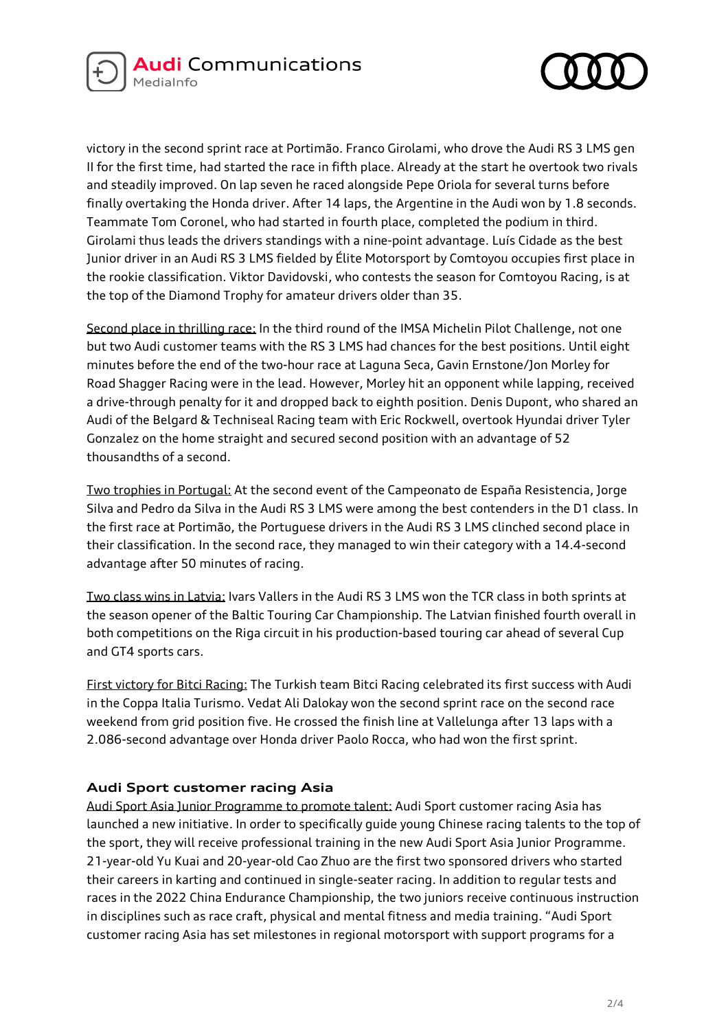victory in the second sprint race at Portimão. Franco Girolami, who drove the Audi RS 3 LMS gen II for the first time, had started the race in fifth place. Already at the start he overtook two rivals and steadily improved. On lap seven he raced alongside Pepe Oriola for several turns before finally overtaking the Honda driver. After 14 laps, the Argentine in the Audi won by 1.8 seconds. Teammate Tom Coronel, who had started in fourth place, completed the podium in third. Girolami thus leads the drivers standings with a nine-point advantage. Luís Cidade as the best Junior driver in an Audi RS 3 LMS fielded by Élite Motorsport by Comtoyou occupies first place in the rookie classification. Viktor Davidovski, who contests the season for Comtoyou Racing, is at the top of the Diamond Trophy for amateur drivers older than 35.

Second place in thrilling race: In the third round of the IMSA Michelin Pilot Challenge, not one but two Audi customer teams with the RS 3 LMS had chances for the best positions. Until eight minutes before the end of the two-hour race at Laguna Seca, Gavin Ernstone/Jon Morley for Road Shagger Racing were in the lead. However, Morley hit an opponent while lapping, received a drive-through penalty for it and dropped back to eighth position. Denis Dupont, who shared an Audi of the Belgard & Techniseal Racing team with Eric Rockwell, overtook Hyundai driver Tyler Gonzalez on the home straight and secured second position with an advantage of 52 thousandths of a second.

Two trophies in Portugal: At the second event of the Campeonato de España Resistencia, Jorge Silva and Pedro da Silva in the Audi RS 3 LMS were among the best contenders in the D1 class. In the first race at Portimão, the Portuguese drivers in the Audi RS 3 LMS clinched second place in their classification. In the second race, they managed to win their category with a 14.4-second advantage after 50 minutes of racing.

Two class wins in Latvia: Ivars Vallers in the Audi RS 3 LMS won the TCR class in both sprints at the season opener of the Baltic Touring Car Championship. The Latvian finished fourth overall in both competitions on the Riga circuit in his production-based touring car ahead of several Cup and GT4 sports cars.

First victory for Bitci Racing: The Turkish team Bitci Racing celebrated its first success with Audi in the Coppa Italia Turismo. Vedat Ali Dalokay won the second sprint race on the second race weekend from grid position five. He crossed the finish line at Vallelunga after 13 laps with a 2.086-second advantage over Honda driver Paolo Rocca, who had won the first sprint.

## Audi Sport customer racing Asia

Audi Sport Asia Junior Programme to promote talent: Audi Sport customer racing Asia has launched a new initiative. In order to specifically guide young Chinese racing talents to the top of the sport, they will receive professional training in the new Audi Sport Asia Junior Programme. 21-year-old Yu Kuai and 20-year-old Cao Zhuo are the first two sponsored drivers who started their careers in karting and continued in single-seater racing. In addition to regular tests and races in the 2022 China Endurance Championship, the two juniors receive continuous instruction in disciplines such as race craft, physical and mental fitness and media training. "Audi Sport customer racing Asia has set milestones in regional motorsport with support programs for a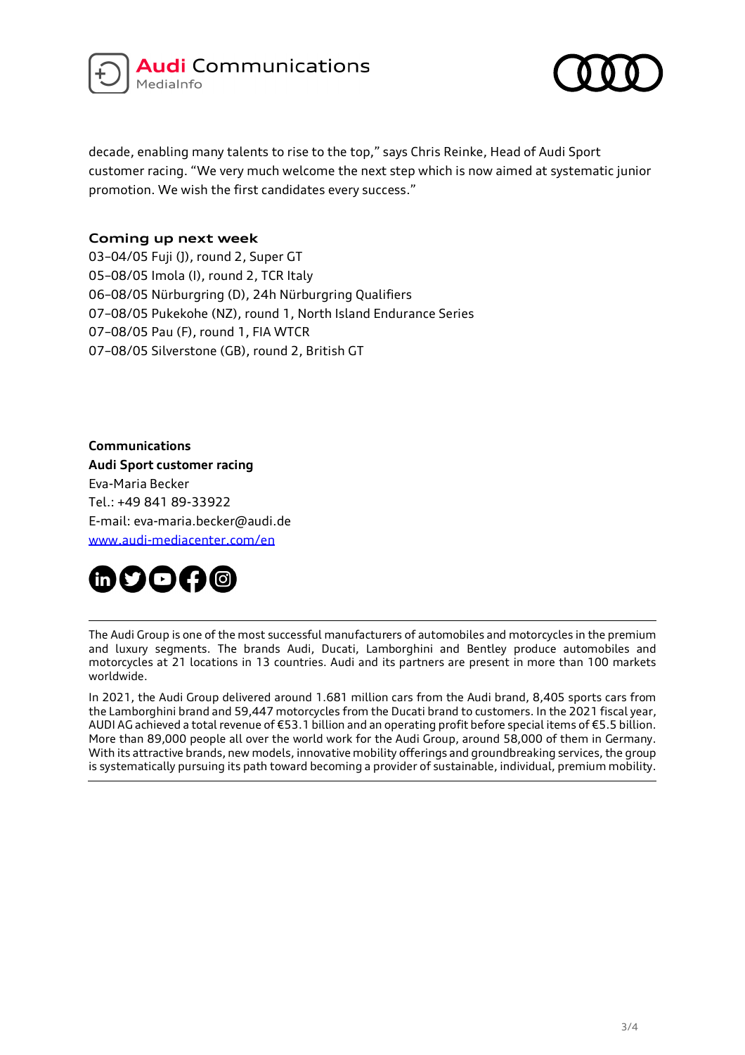decade, enabling many talents to rise to the top," says Chris Reinke, Head of Audi Sport customer racing. "We very much welcome the next step which is now aimed at systematic junior promotion. We wish the first candidates every success."

## Coming up next week

03–04/05 Fuji (J), round 2, Super GT
05–08/05 Imola (I), round 2, TCR Italy
06–08/05 Nürburgring (D), 24h Nürburgring Qualifiers
07–08/05 Pukekohe (NZ), round 1, North Island Endurance Series
07–08/05 Pau (F), round 1, FIA WTCR
07–08/05 Silverstone (GB), round 2, British GT

**Communications**
**Audi Sport customer racing**
Eva-Maria Becker
Tel.: +49 841 89-33922
E-mail: eva-maria.becker@audi.de
www.audi-mediacenter.com/en

---

The Audi Group is one of the most successful manufacturers of automobiles and motorcycles in the premium and luxury segments. The brands Audi, Ducati, Lamborghini and Bentley produce automobiles and motorcycles at 21 locations in 13 countries. Audi and its partners are present in more than 100 markets worldwide.

In 2021, the Audi Group delivered around 1.681 million cars from the Audi brand, 8,405 sports cars from the Lamborghini brand and 59,447 motorcycles from the Ducati brand to customers. In the 2021 fiscal year, AUDI AG achieved a total revenue of €53.1 billion and an operating profit before special items of €5.5 billion. More than 89,000 people all over the world work for the Audi Group, around 58,000 of them in Germany. With its attractive brands, new models, innovative mobility offerings and groundbreaking services, the group is systematically pursuing its path toward becoming a provider of sustainable, individual, premium mobility.